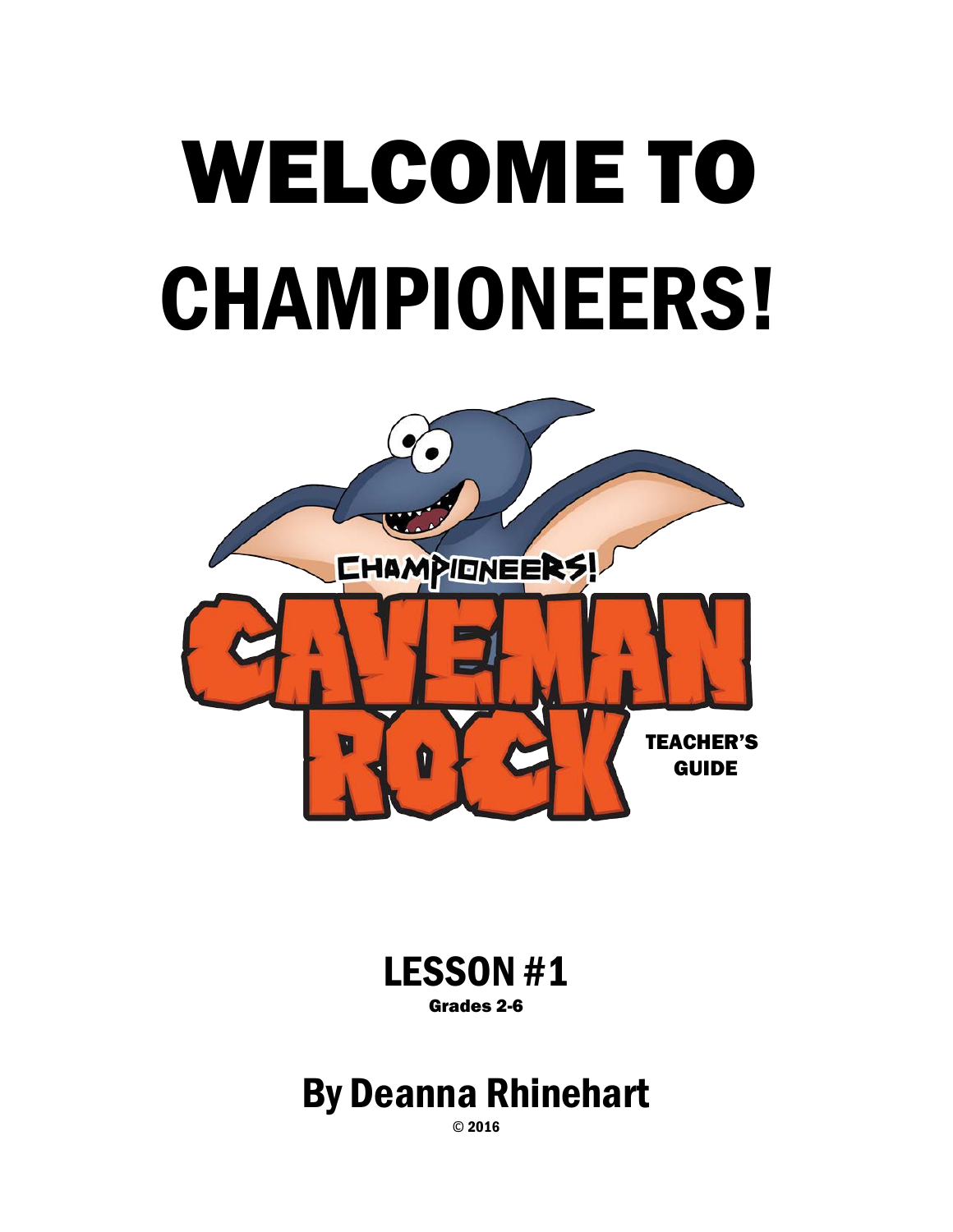# WELCOME TO CHAMPIONEERS!

CHAMPIONEERS!

CAVEMAN ROCK

TEACHER'S GUIDE

## LESSON #1

Grades 2-6

## By Deanna Rhinehart

© 2016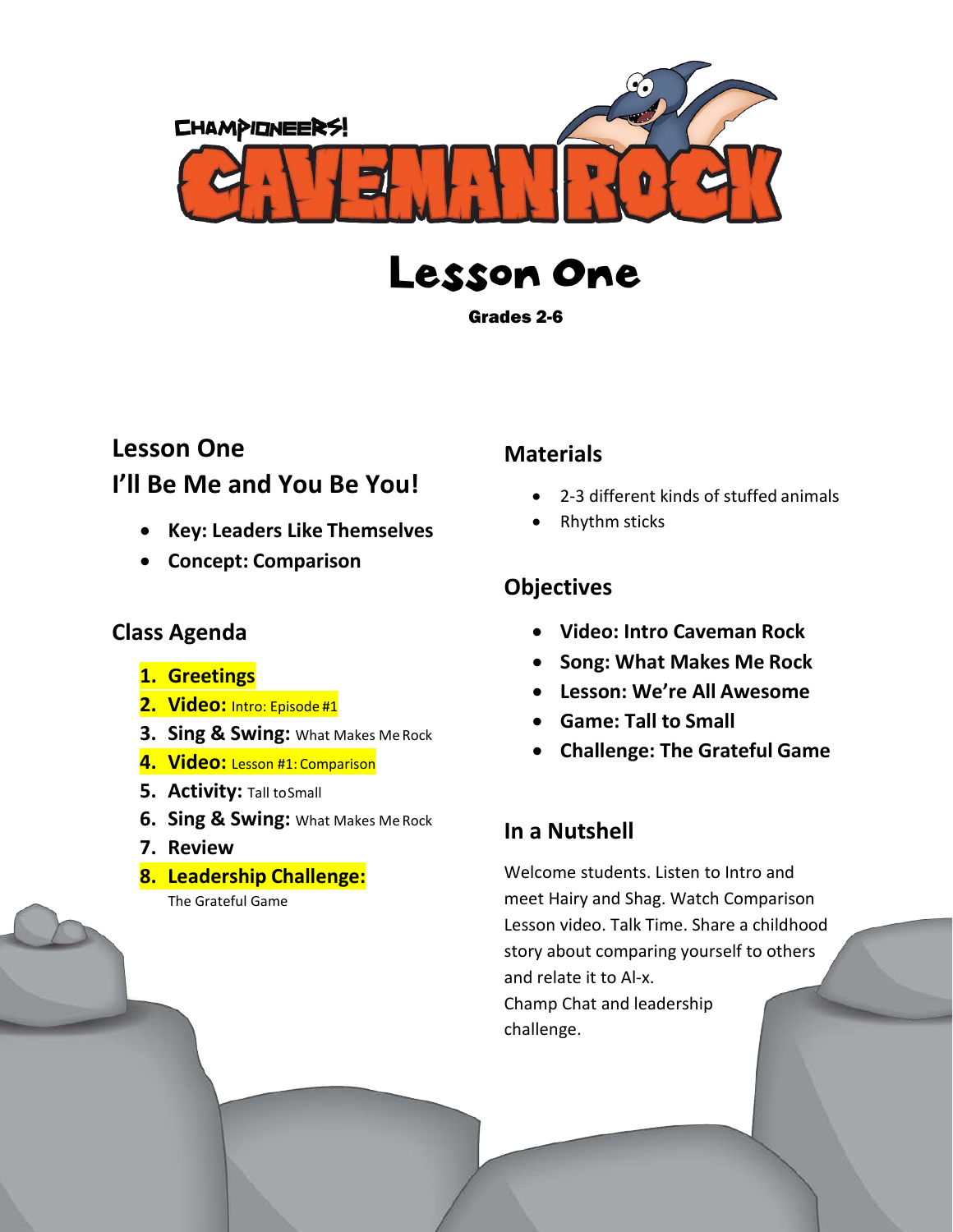CHAMPIONEERS!

# CAVEMAN ROCK

# Lesson One

**Grades 2-6**

## Lesson One
## I'll Be Me and You Be You!

- **Key: Leaders Like Themselves**
- **Concept: Comparison**

## Class Agenda

1. **Greetings**
2. **Video:** Intro: Episode #1
3. **Sing & Swing:** What Makes Me Rock
4. **Video:** Lesson #1: Comparison
5. **Activity:** Tall to Small
6. **Sing & Swing:** What Makes Me Rock
7. **Review**
8. **Leadership Challenge:** The Grateful Game

## Materials

- 2-3 different kinds of stuffed animals
- Rhythm sticks

## Objectives

- **Video: Intro Caveman Rock**
- **Song: What Makes Me Rock**
- **Lesson: We're All Awesome**
- **Game: Tall to Small**
- **Challenge: The Grateful Game**

## In a Nutshell

Welcome students. Listen to Intro and meet Hairy and Shag. Watch Comparison Lesson video. Talk Time. Share a childhood story about comparing yourself to others and relate it to Al-x.
Champ Chat and leadership challenge.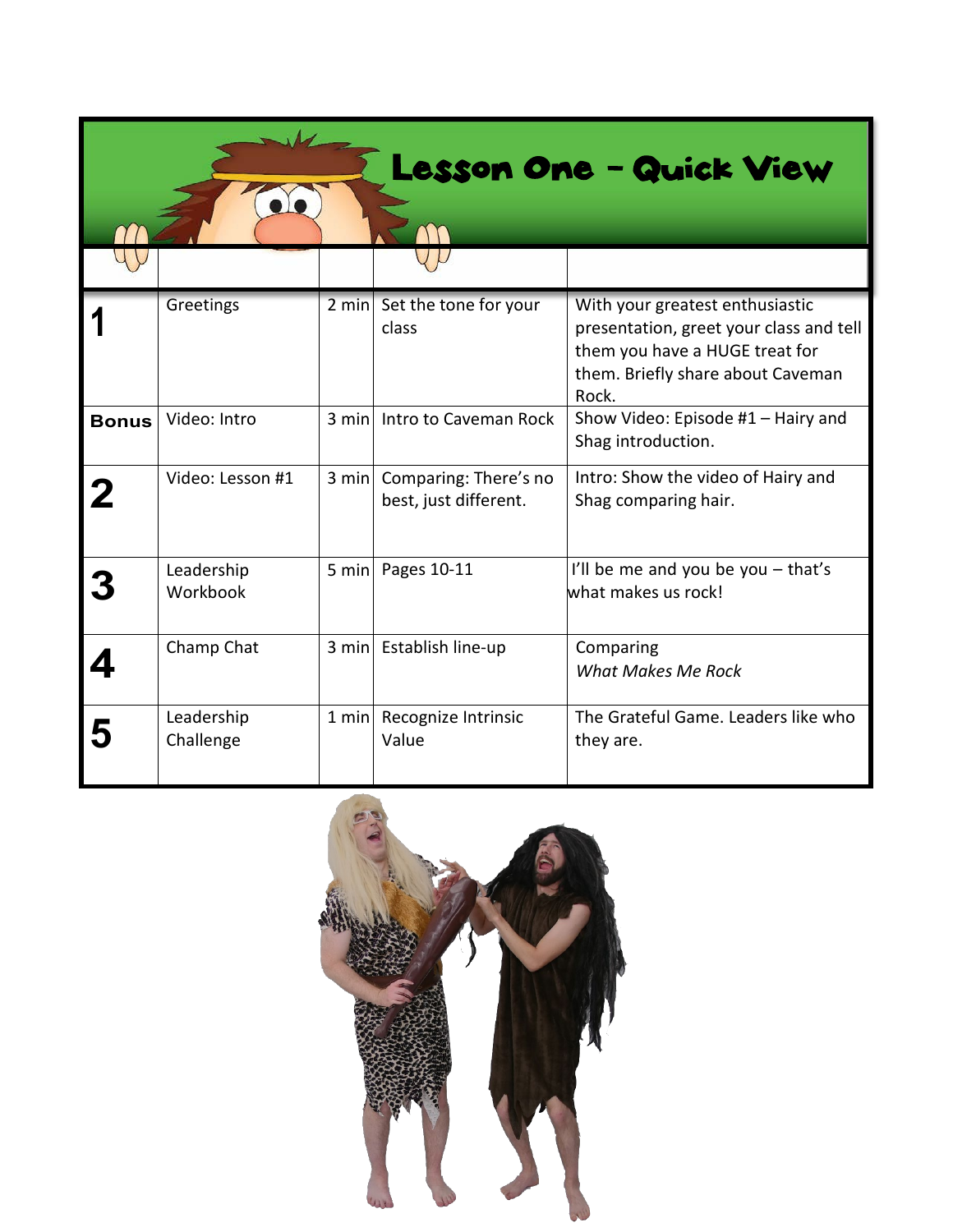# Lesson One – Quick View

| | | | | |
|---|---|---|---|---|
| **1** | Greetings | 2 min | Set the tone for your class | With your greatest enthusiastic presentation, greet your class and tell them you have a HUGE treat for them. Briefly share about Caveman Rock. |
| **Bonus** | Video: Intro | 3 min | Intro to Caveman Rock | Show Video: Episode #1 – Hairy and Shag introduction. |
| **2** | Video: Lesson #1 | 3 min | Comparing: There's no best, just different. | Intro: Show the video of Hairy and Shag comparing hair. |
| **3** | Leadership Workbook | 5 min | Pages 10-11 | I'll be me and you be you – that's what makes us rock! |
| **4** | Champ Chat | 3 min | Establish line-up | Comparing<br>*What Makes Me Rock* |
| **5** | Leadership Challenge | 1 min | Recognize Intrinsic Value | The Grateful Game. Leaders like who they are. |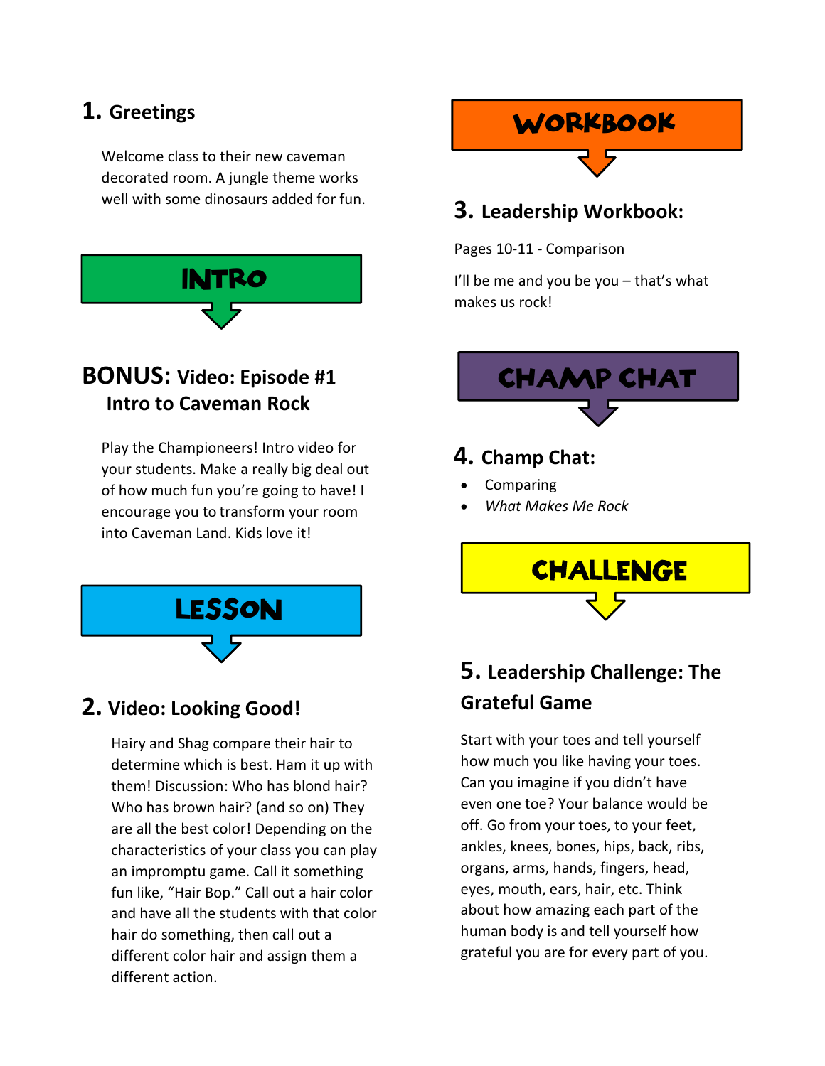## 1. Greetings

Welcome class to their new caveman decorated room. A jungle theme works well with some dinosaurs added for fun.

**INTRO**

## BONUS: Video: Episode #1 Intro to Caveman Rock

Play the Championeers! Intro video for your students. Make a really big deal out of how much fun you're going to have! I encourage you to transform your room into Caveman Land. Kids love it!

**LESSON**

## 2. Video: Looking Good!

Hairy and Shag compare their hair to determine which is best. Ham it up with them! Discussion: Who has blond hair? Who has brown hair? (and so on) They are all the best color! Depending on the characteristics of your class you can play an impromptu game. Call it something fun like, "Hair Bop." Call out a hair color and have all the students with that color hair do something, then call out a different color hair and assign them a different action.

**WORKBOOK**

## 3. Leadership Workbook:

Pages 10-11 - Comparison

I'll be me and you be you – that's what makes us rock!

**CHAMP CHAT**

## 4. Champ Chat:

- Comparing
- *What Makes Me Rock*

**CHALLENGE**

## 5. Leadership Challenge: The Grateful Game

Start with your toes and tell yourself how much you like having your toes. Can you imagine if you didn't have even one toe? Your balance would be off. Go from your toes, to your feet, ankles, knees, bones, hips, back, ribs, organs, arms, hands, fingers, head, eyes, mouth, ears, hair, etc. Think about how amazing each part of the human body is and tell yourself how grateful you are for every part of you.